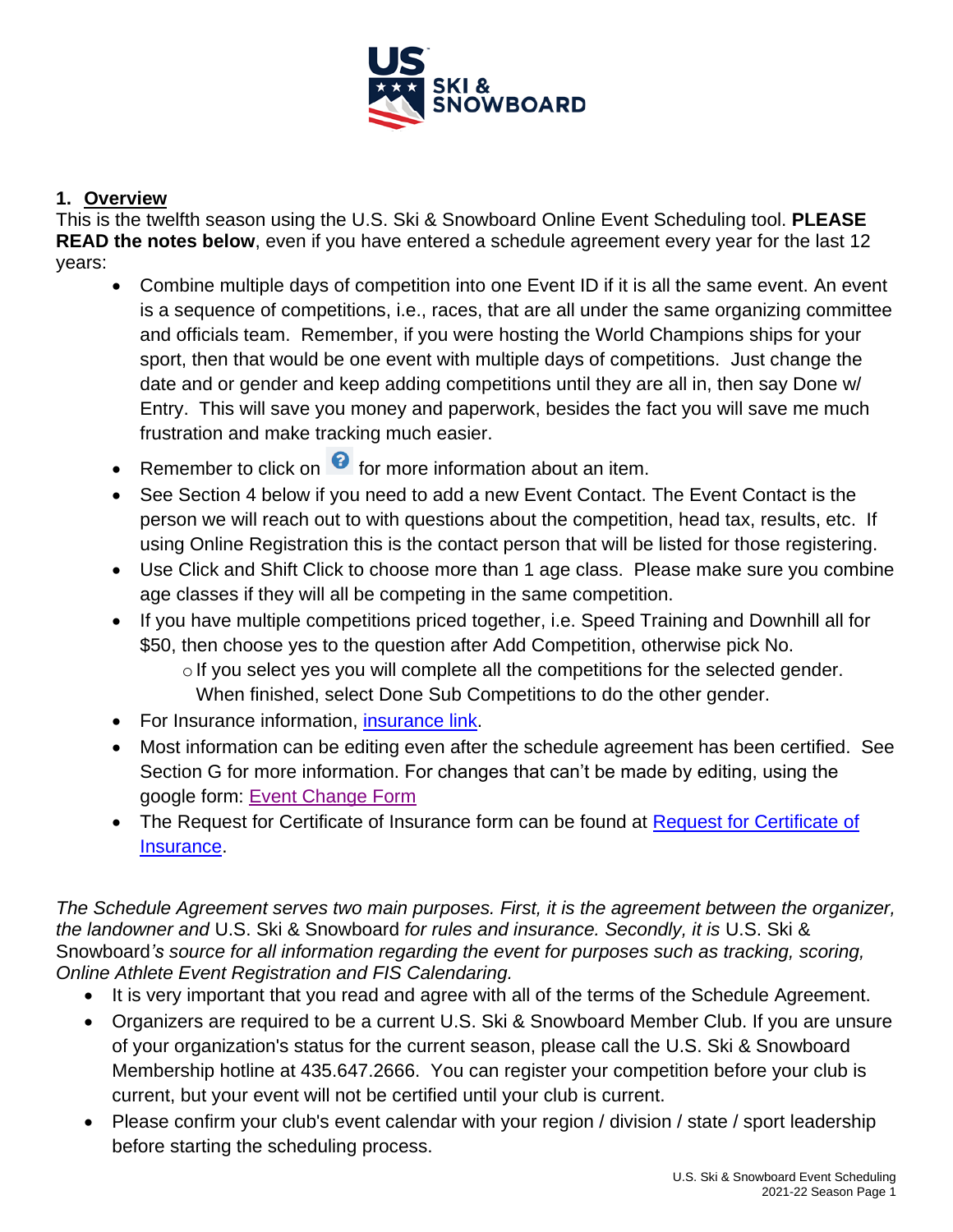## 1. Overview

This is the twelfth season using the U.S. Ski & Snowboard Online Event Scheduling tool. **PLEASE READ the notes below**, even if you have entered a schedule agreement every year for the last 12 years:

- Combine multiple days of competition into one Event ID if it is all the same event. An event is a sequence of competitions, i.e., races, that are all under the same organizing committee and officials team. Remember, if you were hosting the World Champions ships for your sport, then that would be one event with multiple days of competitions. Just change the date and or gender and keep adding competitions until they are all in, then say Done w/ Entry. This will save you money and paperwork, besides the fact you will save me much frustration and make tracking much easier.
- Remember to click on ? for more information about an item.
- See Section 4 below if you need to add a new Event Contact. The Event Contact is the person we will reach out to with questions about the competition, head tax, results, etc. If using Online Registration this is the contact person that will be listed for those registering.
- Use Click and Shift Click to choose more than 1 age class. Please make sure you combine age classes if they will all be competing in the same competition.
- If you have multiple competitions priced together, i.e. Speed Training and Downhill all for $50, then choose yes to the question after Add Competition, otherwise pick No.
  - If you select yes you will complete all the competitions for the selected gender. When finished, select Done Sub Competitions to do the other gender.
- For Insurance information, [insurance link](insurance link).
- Most information can be editing even after the schedule agreement has been certified. See Section G for more information. For changes that can't be made by editing, using the google form: [Event Change Form](Event Change Form)
- The Request for Certificate of Insurance form can be found at [Request for Certificate of Insurance](Request for Certificate of Insurance).

*The Schedule Agreement serves two main purposes. First, it is the agreement between the organizer, the landowner and* U.S. Ski & Snowboard *for rules and insurance. Secondly, it is* U.S. Ski & Snowboard*'s source for all information regarding the event for purposes such as tracking, scoring, Online Athlete Event Registration and FIS Calendaring.*

- It is very important that you read and agree with all of the terms of the Schedule Agreement.
- Organizers are required to be a current U.S. Ski & Snowboard Member Club. If you are unsure of your organization's status for the current season, please call the U.S. Ski & Snowboard Membership hotline at 435.647.2666. You can register your competition before your club is current, but your event will not be certified until your club is current.
- Please confirm your club's event calendar with your region / division / state / sport leadership before starting the scheduling process.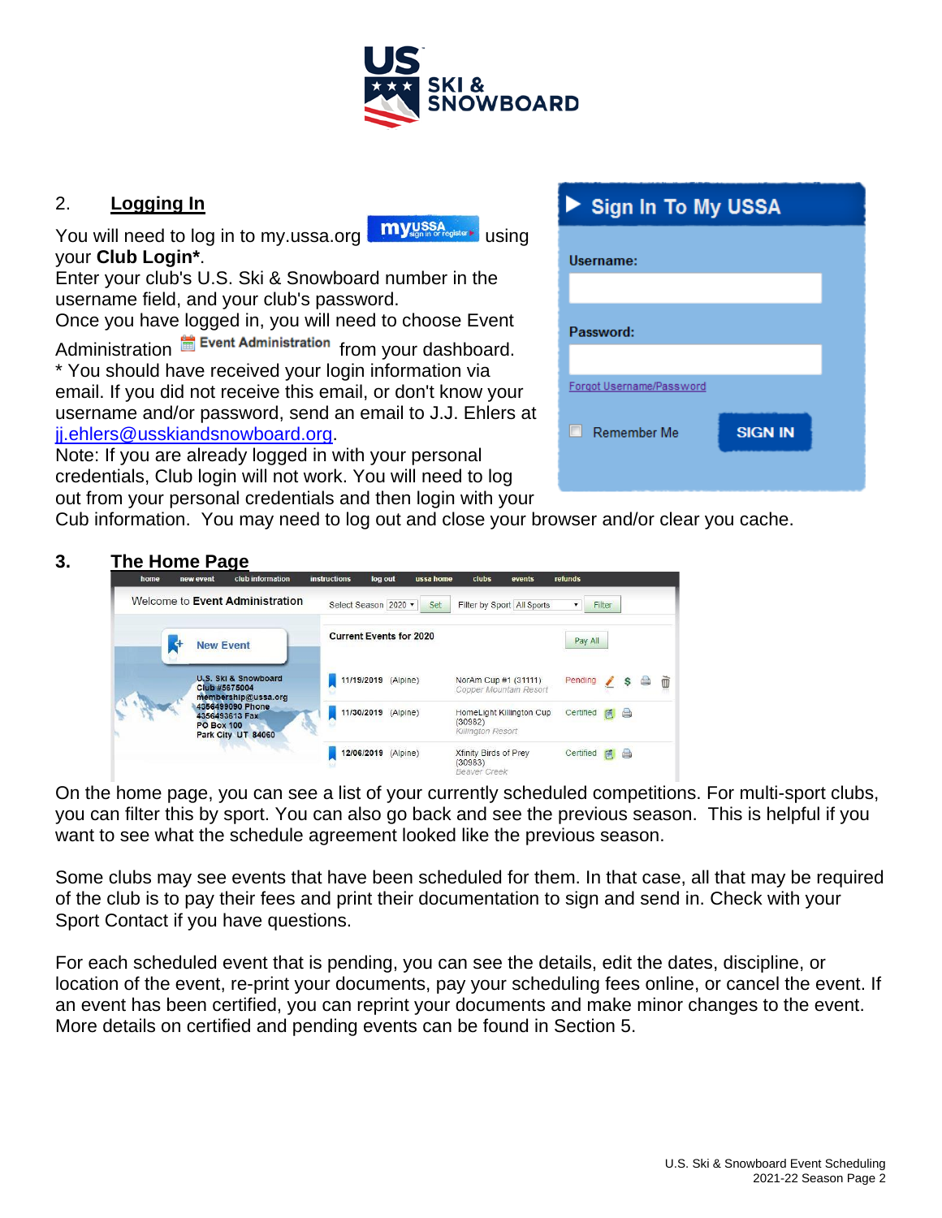## 2. Logging In

You will need to log in to my.ussa.org using your **Club Login***.
Enter your club's U.S. Ski & Snowboard number in the username field, and your club's password.
Once you have logged in, you will need to choose Event Administration from your dashboard.
* You should have received your login information via email. If you did not receive this email, or don't know your username and/or password, send an email to J.J. Ehlers at jj.ehlers@usskiandsnowboard.org.
Note: If you are already logged in with your personal credentials, Club login will not work. You will need to log out from your personal credentials and then login with your Cub information. You may need to log out and close your browser and/or clear you cache.

## 3. The Home Page

On the home page, you can see a list of your currently scheduled competitions. For multi-sport clubs, you can filter this by sport. You can also go back and see the previous season. This is helpful if you want to see what the schedule agreement looked like the previous season.

Some clubs may see events that have been scheduled for them. In that case, all that may be required of the club is to pay their fees and print their documentation to sign and send in. Check with your Sport Contact if you have questions.

For each scheduled event that is pending, you can see the details, edit the dates, discipline, or location of the event, re-print your documents, pay your scheduling fees online, or cancel the event. If an event has been certified, you can reprint your documents and make minor changes to the event. More details on certified and pending events can be found in Section 5.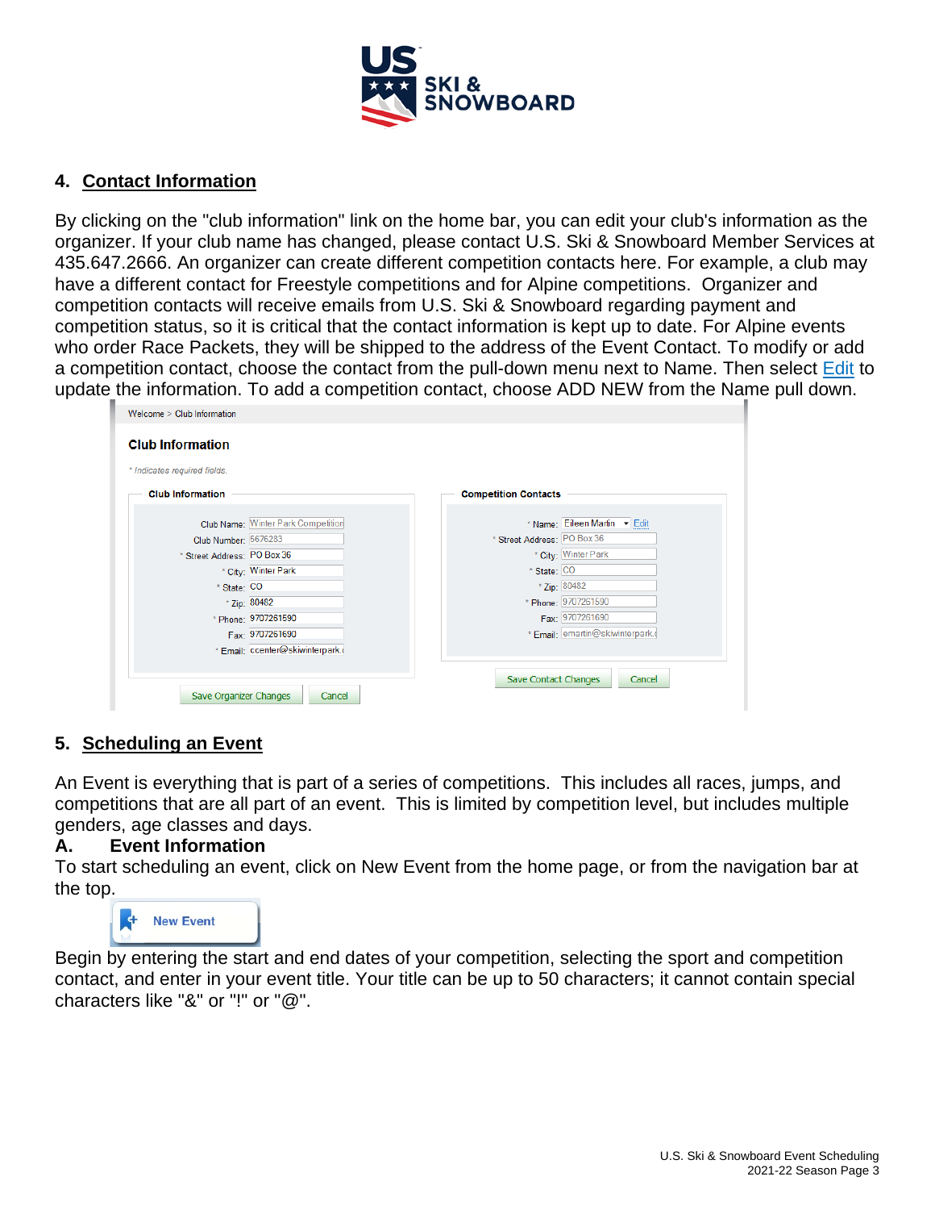## 4. Contact Information

By clicking on the "club information" link on the home bar, you can edit your club's information as the organizer. If your club name has changed, please contact U.S. Ski & Snowboard Member Services at 435.647.2666. An organizer can create different competition contacts here. For example, a club may have a different contact for Freestyle competitions and for Alpine competitions. Organizer and competition contacts will receive emails from U.S. Ski & Snowboard regarding payment and competition status, so it is critical that the contact information is kept up to date. For Alpine events who order Race Packets, they will be shipped to the address of the Event Contact. To modify or add a competition contact, choose the contact from the pull-down menu next to Name. Then select Edit to update the information. To add a competition contact, choose ADD NEW from the Name pull down.

## 5. Scheduling an Event

An Event is everything that is part of a series of competitions. This includes all races, jumps, and competitions that are all part of an event. This is limited by competition level, but includes multiple genders, age classes and days.

### A. Event Information

To start scheduling an event, click on New Event from the home page, or from the navigation bar at the top.

Begin by entering the start and end dates of your competition, selecting the sport and competition contact, and enter in your event title. Your title can be up to 50 characters; it cannot contain special characters like "&" or "!" or "@".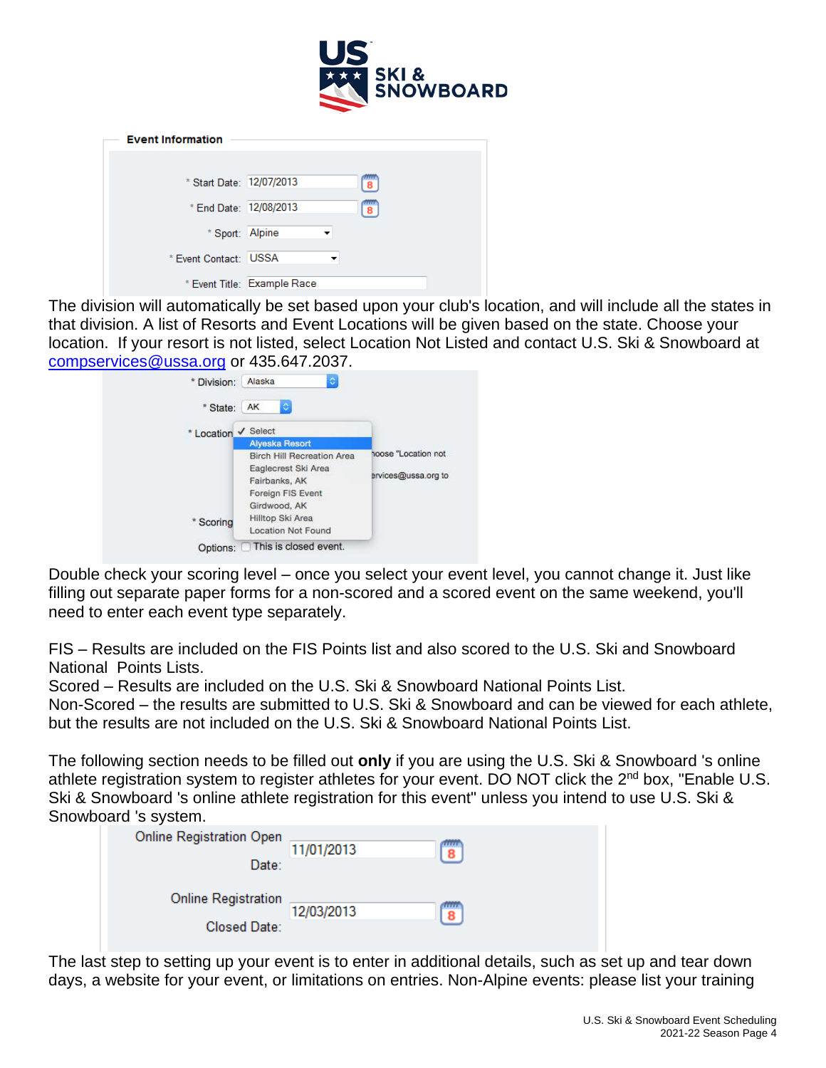**Event Information**

\* Start Date: 12/07/2013

\* End Date: 12/08/2013

\* Sport: Alpine

\* Event Contact: USSA

\* Event Title: Example Race

The division will automatically be set based upon your club's location, and will include all the states in that division. A list of Resorts and Event Locations will be given based on the state. Choose your location. If your resort is not listed, select Location Not Listed and contact U.S. Ski & Snowboard at [compservices@ussa.org](mailto:compservices@ussa.org) or 435.647.2037.

\* Division: Alaska

\* State: AK

\* Location: Select / Alyeska Resort / Birch Hill Recreation Area / Eaglecrest Ski Area / Fairbanks, AK / Foreign FIS Event / Girdwood, AK / Hilltop Ski Area / Location Not Found

\* Scoring

Options: This is closed event.

Double check your scoring level – once you select your event level, you cannot change it. Just like filling out separate paper forms for a non-scored and a scored event on the same weekend, you'll need to enter each event type separately.

FIS – Results are included on the FIS Points list and also scored to the U.S. Ski and Snowboard National Points Lists.
Scored – Results are included on the U.S. Ski & Snowboard National Points List.
Non-Scored – the results are submitted to U.S. Ski & Snowboard and can be viewed for each athlete, but the results are not included on the U.S. Ski & Snowboard National Points List.

The following section needs to be filled out **only** if you are using the U.S. Ski & Snowboard 's online athlete registration system to register athletes for your event. DO NOT click the 2nd box, "Enable U.S. Ski & Snowboard 's online athlete registration for this event" unless you intend to use U.S. Ski & Snowboard 's system.

Online Registration Open Date: 11/01/2013

Online Registration Closed Date: 12/03/2013

The last step to setting up your event is to enter in additional details, such as set up and tear down days, a website for your event, or limitations on entries. Non-Alpine events: please list your training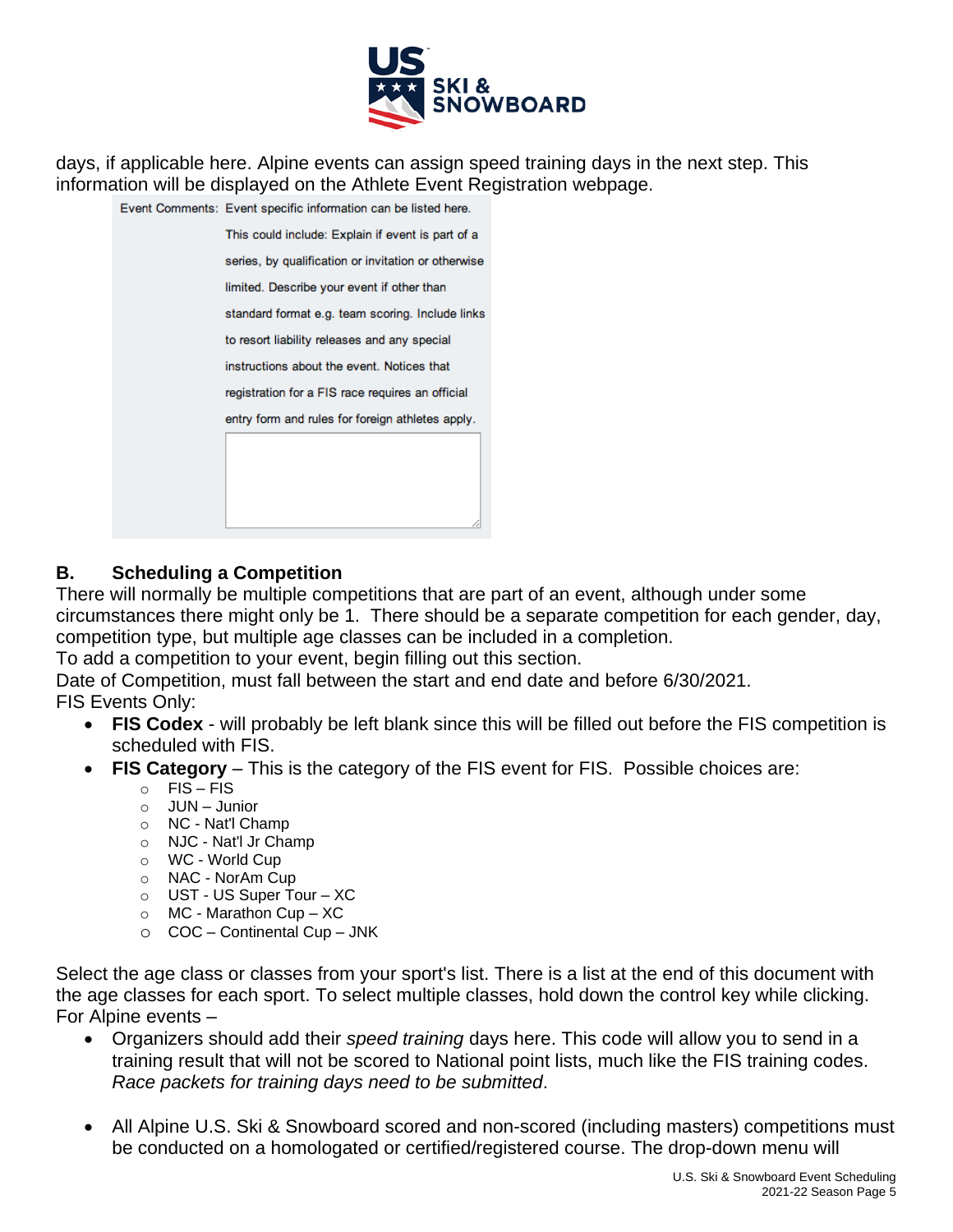days, if applicable here. Alpine events can assign speed training days in the next step. This information will be displayed on the Athlete Event Registration webpage.

Event Comments: Event specific information can be listed here. This could include: Explain if event is part of a series, by qualification or invitation or otherwise limited. Describe your event if other than standard format e.g. team scoring. Include links to resort liability releases and any special instructions about the event. Notices that registration for a FIS race requires an official entry form and rules for foreign athletes apply.

### B. Scheduling a Competition

There will normally be multiple competitions that are part of an event, although under some circumstances there might only be 1. There should be a separate competition for each gender, day, competition type, but multiple age classes can be included in a completion.

To add a competition to your event, begin filling out this section.

Date of Competition, must fall between the start and end date and before 6/30/2021.

FIS Events Only:

- **FIS Codex** - will probably be left blank since this will be filled out before the FIS competition is scheduled with FIS.
- **FIS Category** – This is the category of the FIS event for FIS. Possible choices are:
  - FIS – FIS
  - JUN – Junior
  - NC - Nat'l Champ
  - NJC - Nat'l Jr Champ
  - WC - World Cup
  - NAC - NorAm Cup
  - UST - US Super Tour – XC
  - MC - Marathon Cup – XC
  - COC – Continental Cup – JNK

Select the age class or classes from your sport's list. There is a list at the end of this document with the age classes for each sport. To select multiple classes, hold down the control key while clicking.

For Alpine events –

- Organizers should add their *speed training* days here. This code will allow you to send in a training result that will not be scored to National point lists, much like the FIS training codes. *Race packets for training days need to be submitted*.

- All Alpine U.S. Ski & Snowboard scored and non-scored (including masters) competitions must be conducted on a homologated or certified/registered course. The drop-down menu will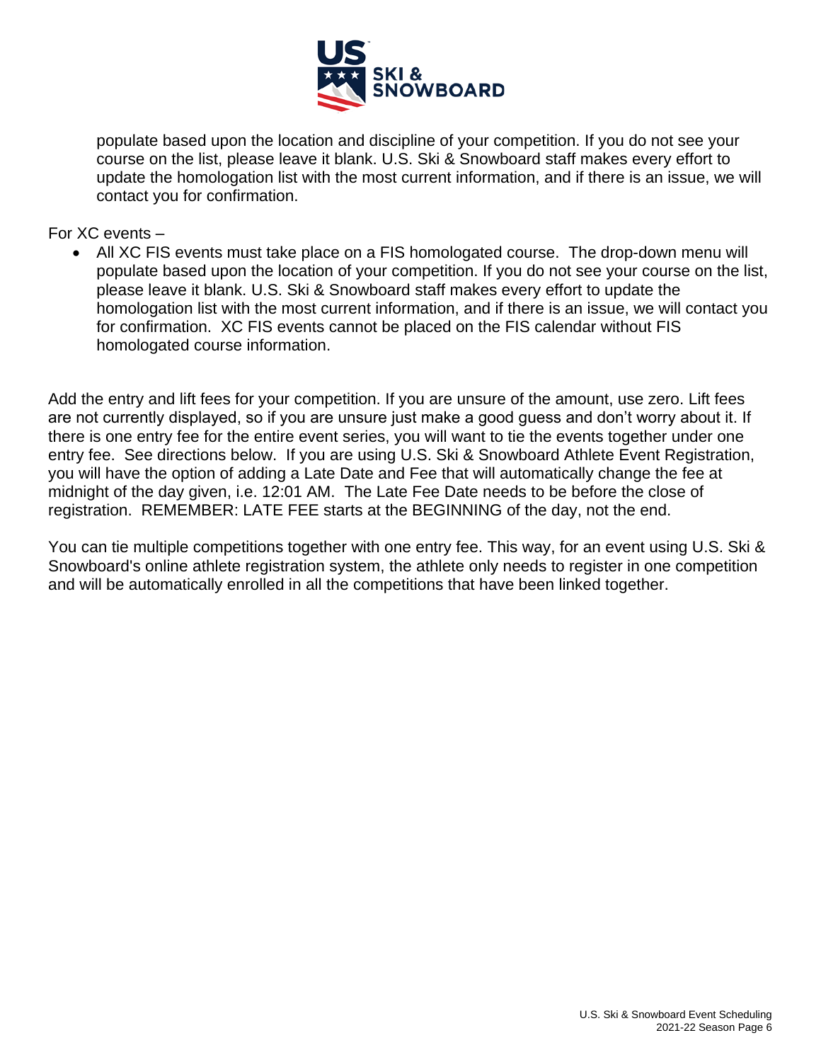populate based upon the location and discipline of your competition. If you do not see your course on the list, please leave it blank. U.S. Ski & Snowboard staff makes every effort to update the homologation list with the most current information, and if there is an issue, we will contact you for confirmation.

For XC events –

- All XC FIS events must take place on a FIS homologated course. The drop-down menu will populate based upon the location of your competition. If you do not see your course on the list, please leave it blank. U.S. Ski & Snowboard staff makes every effort to update the homologation list with the most current information, and if there is an issue, we will contact you for confirmation. XC FIS events cannot be placed on the FIS calendar without FIS homologated course information.

Add the entry and lift fees for your competition. If you are unsure of the amount, use zero. Lift fees are not currently displayed, so if you are unsure just make a good guess and don't worry about it. If there is one entry fee for the entire event series, you will want to tie the events together under one entry fee. See directions below. If you are using U.S. Ski & Snowboard Athlete Event Registration, you will have the option of adding a Late Date and Fee that will automatically change the fee at midnight of the day given, i.e. 12:01 AM. The Late Fee Date needs to be before the close of registration. REMEMBER: LATE FEE starts at the BEGINNING of the day, not the end.

You can tie multiple competitions together with one entry fee. This way, for an event using U.S. Ski & Snowboard's online athlete registration system, the athlete only needs to register in one competition and will be automatically enrolled in all the competitions that have been linked together.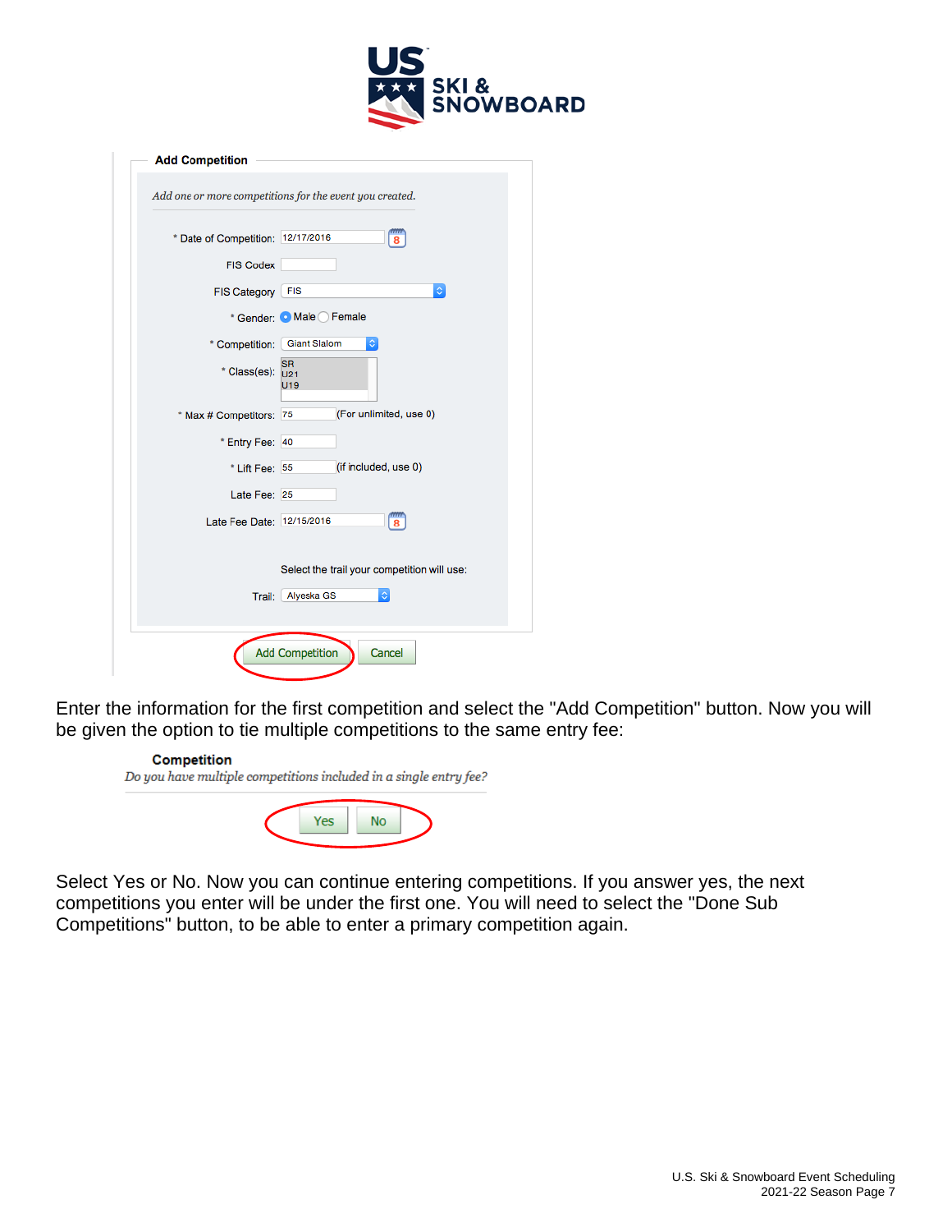**Add Competition**

*Add one or more competitions for the event you created.*

* Date of Competition: 12/17/2016

FIS Codex

FIS Category: FIS

* Gender: Male / Female

* Competition: Giant Slalom

* Class(es): SR, U21, U19

* Max # Competitors: 75 (For unlimited, use 0)

* Entry Fee: 40

* Lift Fee: 55 (if included, use 0)

Late Fee: 25

Late Fee Date: 12/15/2016

Select the trail your competition will use:

Trail: Alyeska GS

Add Competition | Cancel

Enter the information for the first competition and select the "Add Competition" button. Now you will be given the option to tie multiple competitions to the same entry fee:

**Competition**

*Do you have multiple competitions included in a single entry fee?*

Yes | No

Select Yes or No. Now you can continue entering competitions. If you answer yes, the next competitions you enter will be under the first one. You will need to select the "Done Sub Competitions" button, to be able to enter a primary competition again.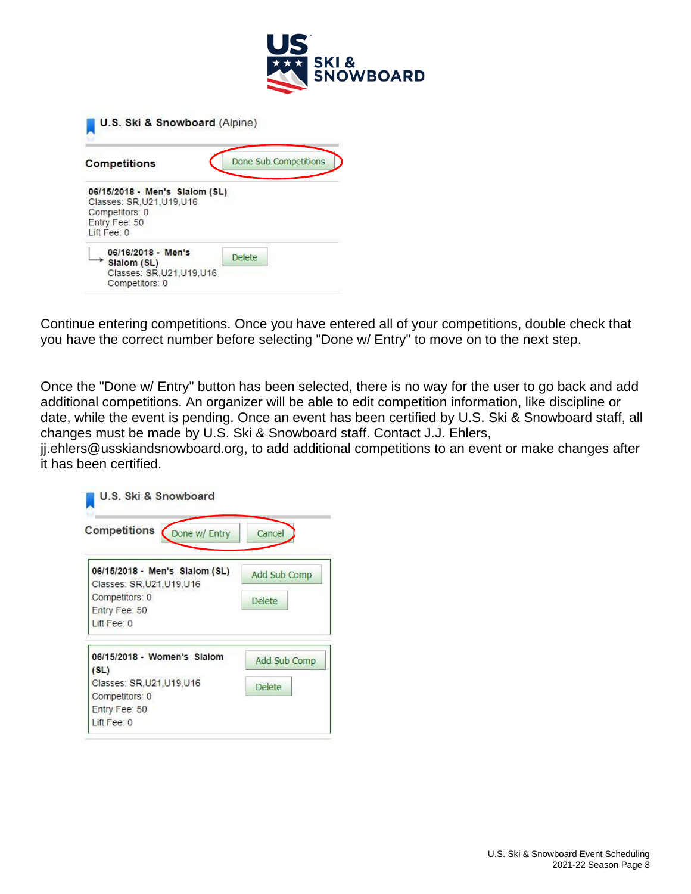Continue entering competitions. Once you have entered all of your competitions, double check that you have the correct number before selecting "Done w/ Entry" to move on to the next step.

Once the "Done w/ Entry" button has been selected, there is no way for the user to go back and add additional competitions. An organizer will be able to edit competition information, like discipline or date, while the event is pending. Once an event has been certified by U.S. Ski & Snowboard staff, all changes must be made by U.S. Ski & Snowboard staff. Contact J.J. Ehlers, jj.ehlers@usskiandsnowboard.org, to add additional competitions to an event or make changes after it has been certified.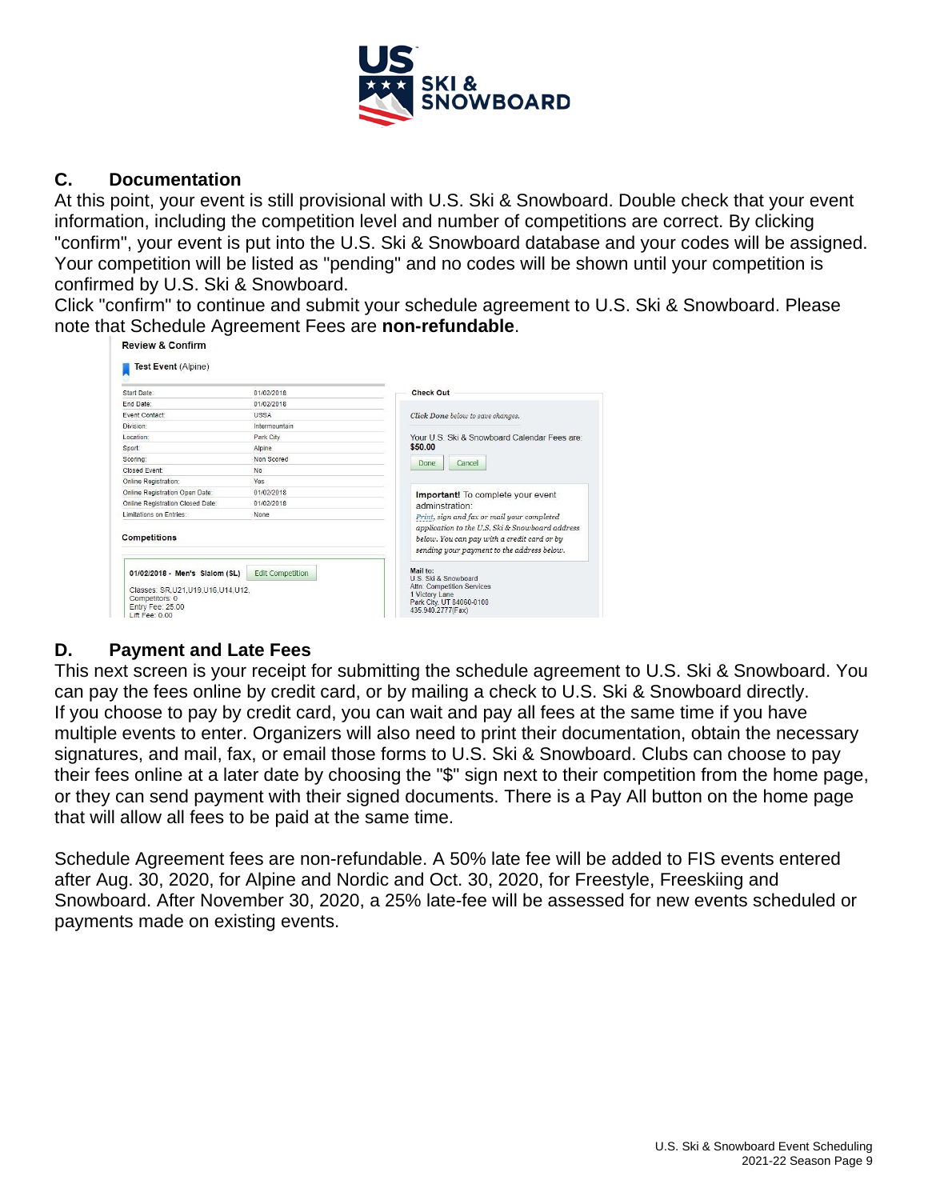## C. Documentation

At this point, your event is still provisional with U.S. Ski & Snowboard. Double check that your event information, including the competition level and number of competitions are correct. By clicking "confirm", your event is put into the U.S. Ski & Snowboard database and your codes will be assigned. Your competition will be listed as "pending" and no codes will be shown until your competition is confirmed by U.S. Ski & Snowboard.

Click "confirm" to continue and submit your schedule agreement to U.S. Ski & Snowboard. Please note that Schedule Agreement Fees are **non-refundable**.

**Review & Confirm**

Test Event (Alpine)

| | |
|---|---|
| Start Date: | 01/02/2018 |
| End Date: | 01/02/2018 |
| Event Contact: | USSA |
| Division: | Intermountain |
| Location: | Park City |
| Sport: | Alpine |
| Scoring: | Non Scored |
| Closed Event: | No |
| Online Registration: | Yes |
| Online Registration Open Date: | 01/02/2018 |
| Online Registration Closed Date: | 01/02/2018 |
| Limitations on Entries: | None |

**Competitions**

01/02/2018 - Men's Slalom (SL) Edit Competition

Classes: SR,U21,U19,U16,U14,U12,
Competitors: 0
Entry Fee: 25.00
Lift Fee: 0.00

**Check Out**

*Click Done below to save changes.*

Your U.S. Ski & Snowboard Calendar Fees are: **$50.00**

Done Cancel

**Important!** To complete your event adminstration:
*Print, sign and fax or mail your completed application to the U.S. Ski & Snowboard address below. You can pay with a credit card or by sending your payment to the address below.*

Mail to:
U.S. Ski & Snowboard
Attn: Competition Services
1 Victory Lane
Park City, UT 84060-0100
435.940.2777(Fax)

## D. Payment and Late Fees

This next screen is your receipt for submitting the schedule agreement to U.S. Ski & Snowboard. You can pay the fees online by credit card, or by mailing a check to U.S. Ski & Snowboard directly. If you choose to pay by credit card, you can wait and pay all fees at the same time if you have multiple events to enter. Organizers will also need to print their documentation, obtain the necessary signatures, and mail, fax, or email those forms to U.S. Ski & Snowboard. Clubs can choose to pay their fees online at a later date by choosing the "$" sign next to their competition from the home page, or they can send payment with their signed documents. There is a Pay All button on the home page that will allow all fees to be paid at the same time.

Schedule Agreement fees are non-refundable. A 50% late fee will be added to FIS events entered after Aug. 30, 2020, for Alpine and Nordic and Oct. 30, 2020, for Freestyle, Freeskiing and Snowboard. After November 30, 2020, a 25% late-fee will be assessed for new events scheduled or payments made on existing events.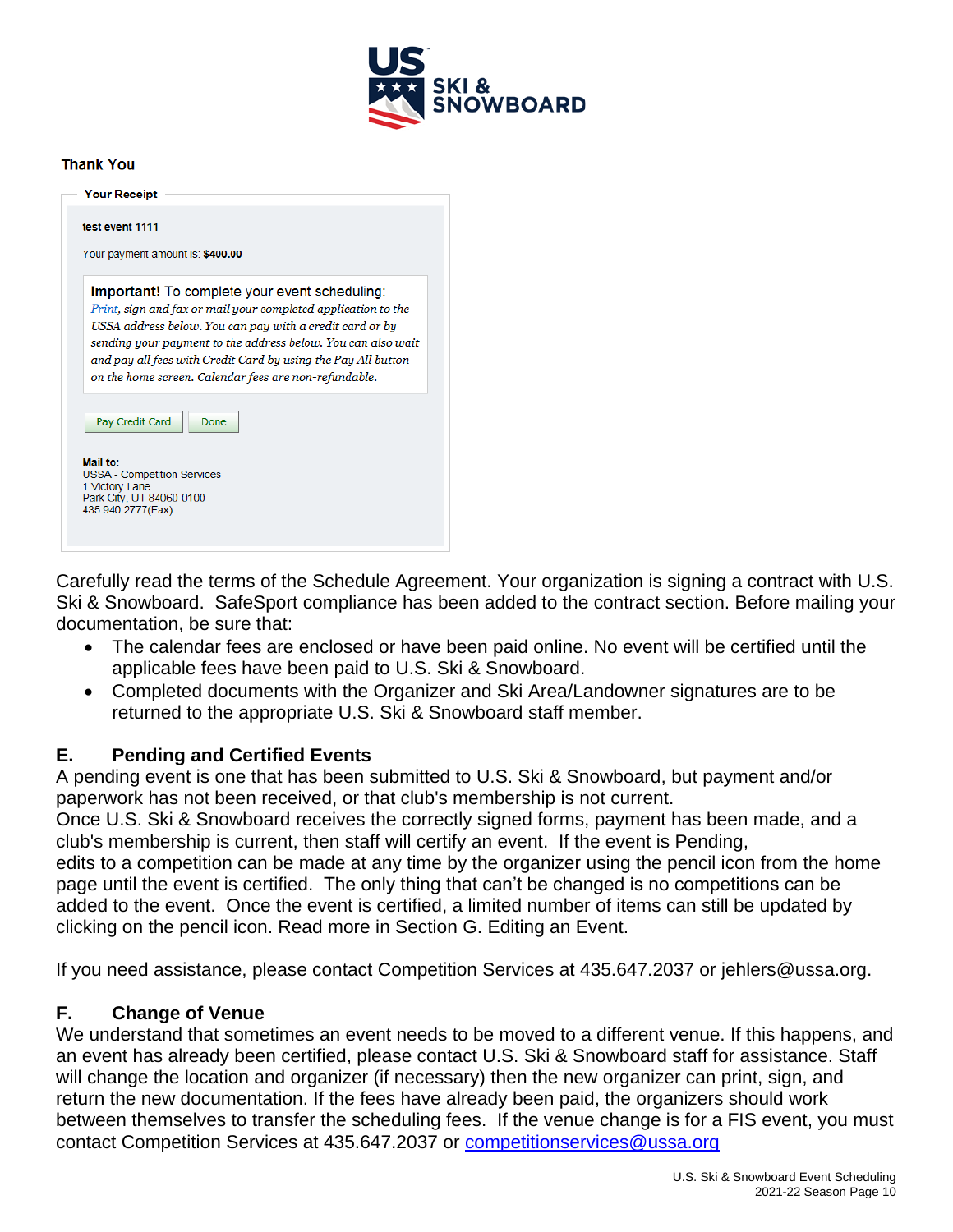Thank You

**Your Receipt**

**test event 1111**

Your payment amount is: **$400.00**

**Important!** To complete your event scheduling:
*Print, sign and fax or mail your completed application to the USSA address below. You can pay with a credit card or by sending your payment to the address below. You can also wait and pay all fees with Credit Card by using the Pay All button on the home screen. Calendar fees are non-refundable.*

Pay Credit Card | Done

**Mail to:**
USSA - Competition Services
1 Victory Lane
Park City, UT 84060-0100
435.940.2777(Fax)

Carefully read the terms of the Schedule Agreement. Your organization is signing a contract with U.S. Ski & Snowboard. SafeSport compliance has been added to the contract section. Before mailing your documentation, be sure that:

- The calendar fees are enclosed or have been paid online. No event will be certified until the applicable fees have been paid to U.S. Ski & Snowboard.
- Completed documents with the Organizer and Ski Area/Landowner signatures are to be returned to the appropriate U.S. Ski & Snowboard staff member.

## E. Pending and Certified Events

A pending event is one that has been submitted to U.S. Ski & Snowboard, but payment and/or paperwork has not been received, or that club's membership is not current.
Once U.S. Ski & Snowboard receives the correctly signed forms, payment has been made, and a club's membership is current, then staff will certify an event. If the event is Pending, edits to a competition can be made at any time by the organizer using the pencil icon from the home page until the event is certified. The only thing that can't be changed is no competitions can be added to the event. Once the event is certified, a limited number of items can still be updated by clicking on the pencil icon. Read more in Section G. Editing an Event.

If you need assistance, please contact Competition Services at 435.647.2037 or jehlers@ussa.org.

## F. Change of Venue

We understand that sometimes an event needs to be moved to a different venue. If this happens, and an event has already been certified, please contact U.S. Ski & Snowboard staff for assistance. Staff will change the location and organizer (if necessary) then the new organizer can print, sign, and return the new documentation. If the fees have already been paid, the organizers should work between themselves to transfer the scheduling fees. If the venue change is for a FIS event, you must contact Competition Services at 435.647.2037 or competitionservices@ussa.org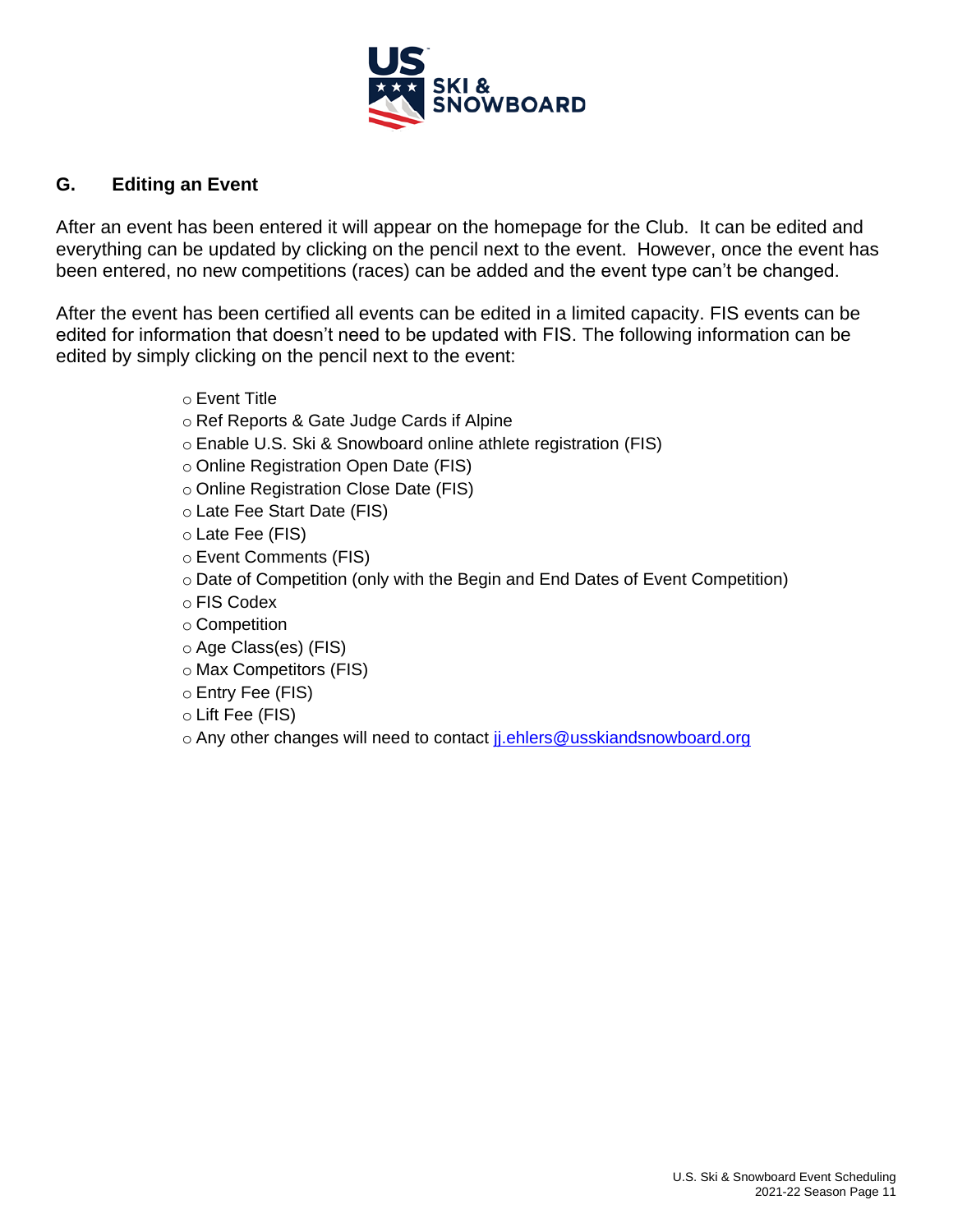## G. Editing an Event

After an event has been entered it will appear on the homepage for the Club. It can be edited and everything can be updated by clicking on the pencil next to the event. However, once the event has been entered, no new competitions (races) can be added and the event type can't be changed.

After the event has been certified all events can be edited in a limited capacity. FIS events can be edited for information that doesn't need to be updated with FIS. The following information can be edited by simply clicking on the pencil next to the event:

- Event Title
- Ref Reports & Gate Judge Cards if Alpine
- Enable U.S. Ski & Snowboard online athlete registration (FIS)
- Online Registration Open Date (FIS)
- Online Registration Close Date (FIS)
- Late Fee Start Date (FIS)
- Late Fee (FIS)
- Event Comments (FIS)
- Date of Competition (only with the Begin and End Dates of Event Competition)
- FIS Codex
- Competition
- Age Class(es) (FIS)
- Max Competitors (FIS)
- Entry Fee (FIS)
- Lift Fee (FIS)
- Any other changes will need to contact jj.ehlers@usskiandsnowboard.org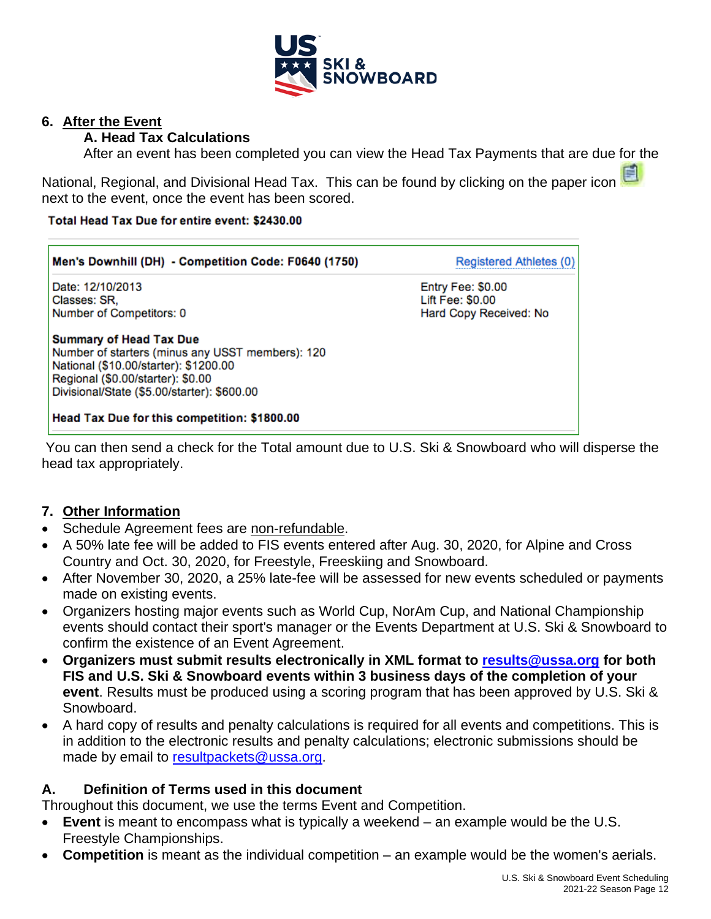## 6. After the Event

### A. Head Tax Calculations

After an event has been completed you can view the Head Tax Payments that are due for the National, Regional, and Divisional Head Tax. This can be found by clicking on the paper icon next to the event, once the event has been scored.

**Total Head Tax Due for entire event: $2430.00**

**Men's Downhill (DH) - Competition Code: F0640 (1750)** — Registered Athletes (0)

Date: 12/10/2013
Classes: SR,
Number of Competitors: 0

Entry Fee: $0.00
Lift Fee: $0.00
Hard Copy Received: No

**Summary of Head Tax Due**
Number of starters (minus any USST members): 120
National ($10.00/starter): $1200.00
Regional ($0.00/starter): $0.00
Divisional/State ($5.00/starter): $600.00

**Head Tax Due for this competition: $1800.00**

You can then send a check for the Total amount due to U.S. Ski & Snowboard who will disperse the head tax appropriately.

## 7. Other Information

- Schedule Agreement fees are non-refundable.
- A 50% late fee will be added to FIS events entered after Aug. 30, 2020, for Alpine and Cross Country and Oct. 30, 2020, for Freestyle, Freeskiing and Snowboard.
- After November 30, 2020, a 25% late-fee will be assessed for new events scheduled or payments made on existing events.
- Organizers hosting major events such as World Cup, NorAm Cup, and National Championship events should contact their sport's manager or the Events Department at U.S. Ski & Snowboard to confirm the existence of an Event Agreement.
- **Organizers must submit results electronically in XML format to results@ussa.org for both FIS and U.S. Ski & Snowboard events within 3 business days of the completion of your event**. Results must be produced using a scoring program that has been approved by U.S. Ski & Snowboard.
- A hard copy of results and penalty calculations is required for all events and competitions. This is in addition to the electronic results and penalty calculations; electronic submissions should be made by email to resultpackets@ussa.org.

### A. Definition of Terms used in this document

Throughout this document, we use the terms Event and Competition.

- **Event** is meant to encompass what is typically a weekend – an example would be the U.S. Freestyle Championships.
- **Competition** is meant as the individual competition – an example would be the women's aerials.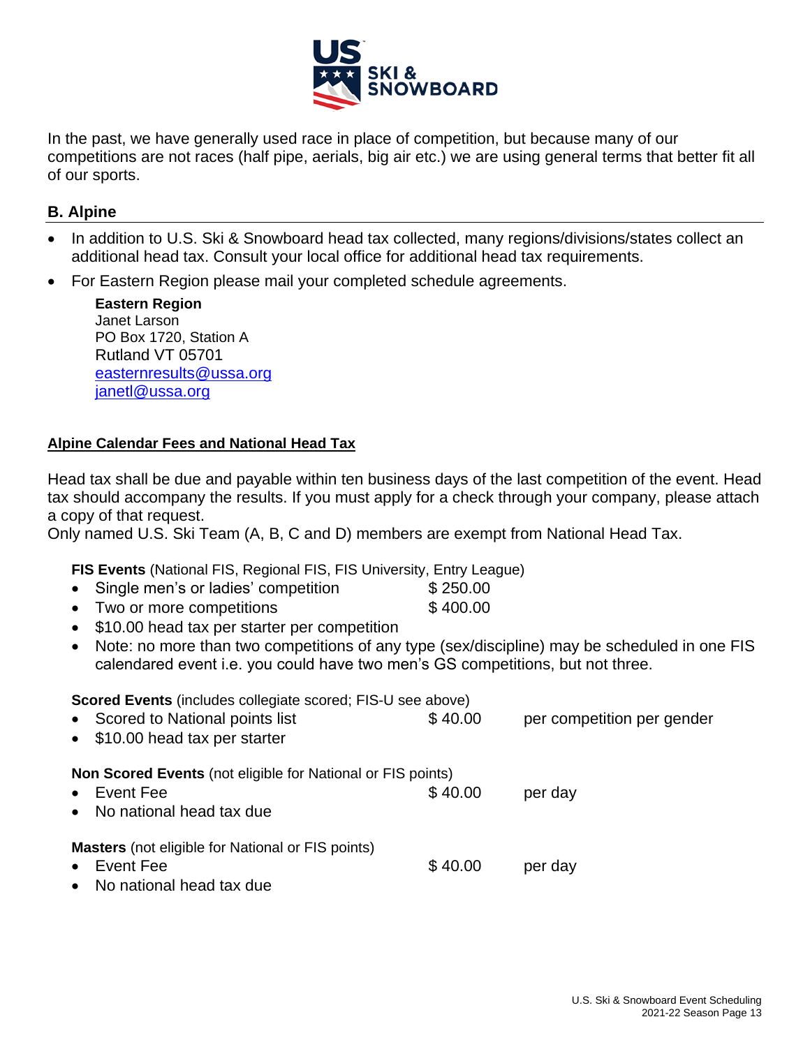In the past, we have generally used race in place of competition, but because many of our competitions are not races (half pipe, aerials, big air etc.) we are using general terms that better fit all of our sports.

## B. Alpine

- In addition to U.S. Ski & Snowboard head tax collected, many regions/divisions/states collect an additional head tax. Consult your local office for additional head tax requirements.
- For Eastern Region please mail your completed schedule agreements.

  **Eastern Region**
  Janet Larson
  PO Box 1720, Station A
  Rutland VT 05701
  easternresults@ussa.org
  janetl@ussa.org

### Alpine Calendar Fees and National Head Tax

Head tax shall be due and payable within ten business days of the last competition of the event. Head tax should accompany the results. If you must apply for a check through your company, please attach a copy of that request.
Only named U.S. Ski Team (A, B, C and D) members are exempt from National Head Tax.

**FIS Events** (National FIS, Regional FIS, FIS University, Entry League)

- Single men's or ladies' competition $ 250.00
- Two or more competitions $ 400.00
- $10.00 head tax per starter per competition
- Note: no more than two competitions of any type (sex/discipline) may be scheduled in one FIS calendared event i.e. you could have two men's GS competitions, but not three.

**Scored Events** (includes collegiate scored; FIS-U see above)

- Scored to National points list $ 40.00 per competition per gender
- $10.00 head tax per starter

**Non Scored Events** (not eligible for National or FIS points)

- Event Fee $ 40.00 per day
- No national head tax due

**Masters** (not eligible for National or FIS points)

- Event Fee $ 40.00 per day
- No national head tax due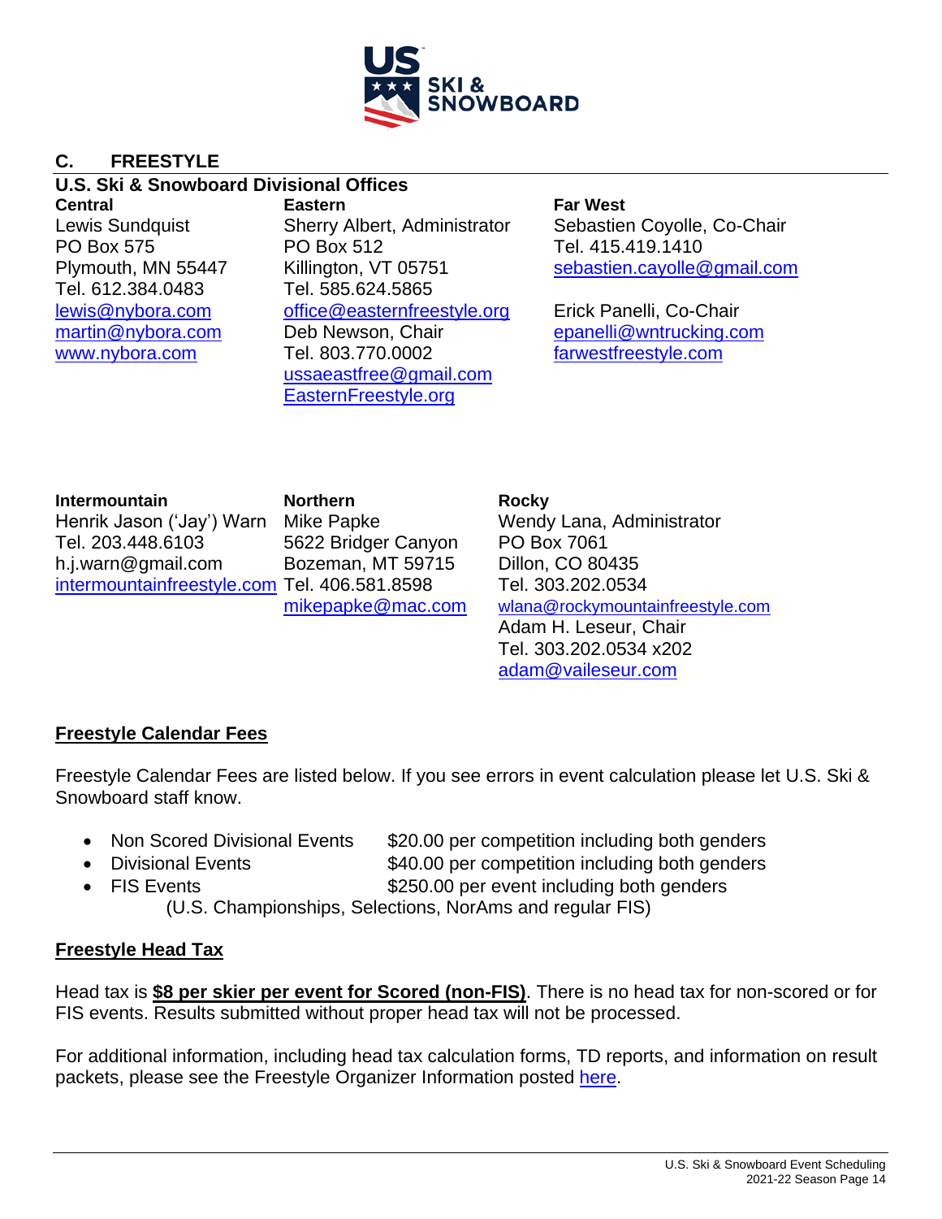## C. FREESTYLE

### U.S. Ski & Snowboard Divisional Offices

**Central**
Lewis Sundquist
PO Box 575
Plymouth, MN 55447
Tel. 612.384.0483
lewis@nybora.com
martin@nybora.com
www.nybora.com

**Eastern**
Sherry Albert, Administrator
PO Box 512
Killington, VT 05751
Tel. 585.624.5865
office@easternfreestyle.org
Deb Newson, Chair
Tel. 803.770.0002
ussaeastfree@gmail.com
EasternFreestyle.org

**Far West**
Sebastien Coyolle, Co-Chair
Tel. 415.419.1410
sebastien.cayolle@gmail.com

Erick Panelli, Co-Chair
epanelli@wntrucking.com
farwestfreestyle.com

**Intermountain**
Henrik Jason ('Jay') Warn
Tel. 203.448.6103
h.j.warn@gmail.com
intermountainfreestyle.com

**Northern**
Mike Papke
5622 Bridger Canyon
Bozeman, MT 59715
Tel. 406.581.8598
mikepapke@mac.com

**Rocky**
Wendy Lana, Administrator
PO Box 7061
Dillon, CO 80435
Tel. 303.202.0534
wlana@rockymountainfreestyle.com
Adam H. Leseur, Chair
Tel. 303.202.0534 x202
adam@vaileseur.com

### Freestyle Calendar Fees

Freestyle Calendar Fees are listed below. If you see errors in event calculation please let U.S. Ski & Snowboard staff know.

- Non Scored Divisional Events — $20.00 per competition including both genders
- Divisional Events — $40.00 per competition including both genders
- FIS Events — $250.00 per event including both genders
  (U.S. Championships, Selections, NorAms and regular FIS)

### Freestyle Head Tax

Head tax is **$8 per skier per event for Scored (non-FIS)**. There is no head tax for non-scored or for FIS events. Results submitted without proper head tax will not be processed.

For additional information, including head tax calculation forms, TD reports, and information on result packets, please see the Freestyle Organizer Information posted here.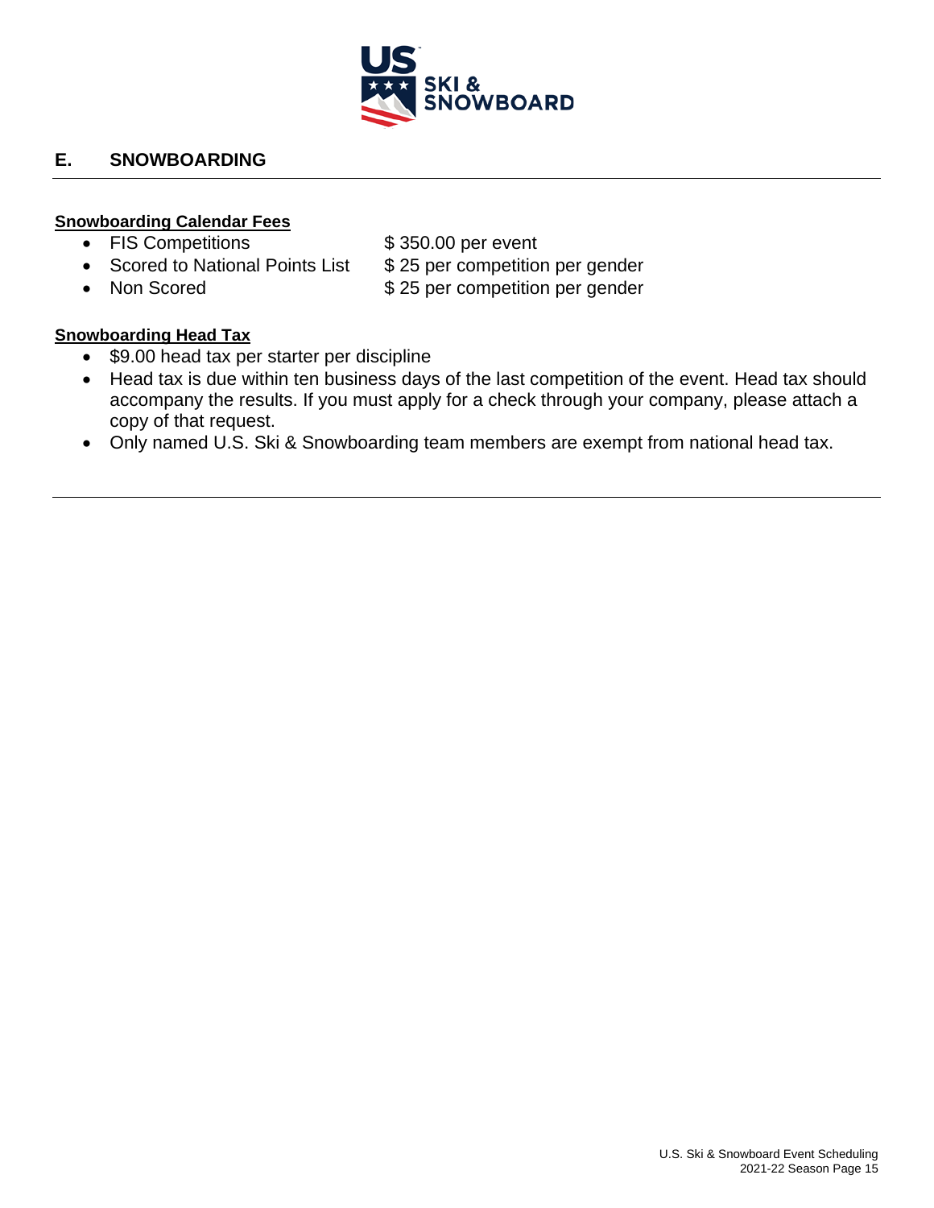## E. SNOWBOARDING

**Snowboarding Calendar Fees**

- FIS Competitions $ 350.00 per event
- Scored to National Points List $ 25 per competition per gender
- Non Scored $ 25 per competition per gender

**Snowboarding Head Tax**

- $9.00 head tax per starter per discipline
- Head tax is due within ten business days of the last competition of the event. Head tax should accompany the results. If you must apply for a check through your company, please attach a copy of that request.
- Only named U.S. Ski & Snowboarding team members are exempt from national head tax.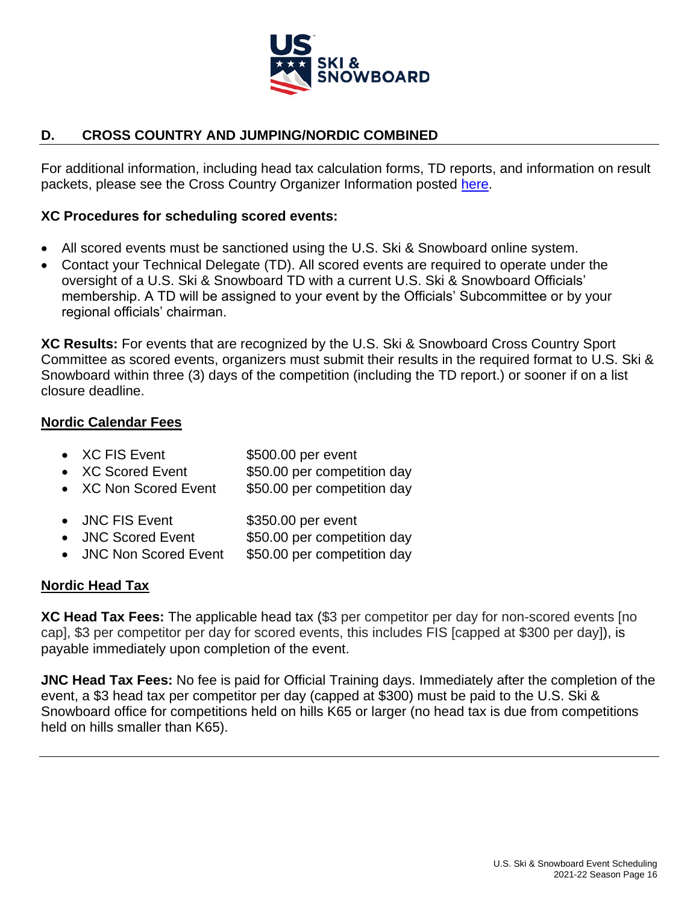## D. CROSS COUNTRY AND JUMPING/NORDIC COMBINED

For additional information, including head tax calculation forms, TD reports, and information on result packets, please see the Cross Country Organizer Information posted here.

**XC Procedures for scheduling scored events:**

- All scored events must be sanctioned using the U.S. Ski & Snowboard online system.
- Contact your Technical Delegate (TD). All scored events are required to operate under the oversight of a U.S. Ski & Snowboard TD with a current U.S. Ski & Snowboard Officials' membership. A TD will be assigned to your event by the Officials' Subcommittee or by your regional officials' chairman.

**XC Results:** For events that are recognized by the U.S. Ski & Snowboard Cross Country Sport Committee as scored events, organizers must submit their results in the required format to U.S. Ski & Snowboard within three (3) days of the competition (including the TD report.) or sooner if on a list closure deadline.

### Nordic Calendar Fees

- XC FIS Event — $500.00 per event
- XC Scored Event — $50.00 per competition day
- XC Non Scored Event — $50.00 per competition day

- JNC FIS Event — $350.00 per event
- JNC Scored Event — $50.00 per competition day
- JNC Non Scored Event — $50.00 per competition day

### Nordic Head Tax

**XC Head Tax Fees:** The applicable head tax ($3 per competitor per day for non-scored events [no cap], $3 per competitor per day for scored events, this includes FIS [capped at $300 per day]), is payable immediately upon completion of the event.

**JNC Head Tax Fees:** No fee is paid for Official Training days. Immediately after the completion of the event, a $3 head tax per competitor per day (capped at $300) must be paid to the U.S. Ski & Snowboard office for competitions held on hills K65 or larger (no head tax is due from competitions held on hills smaller than K65).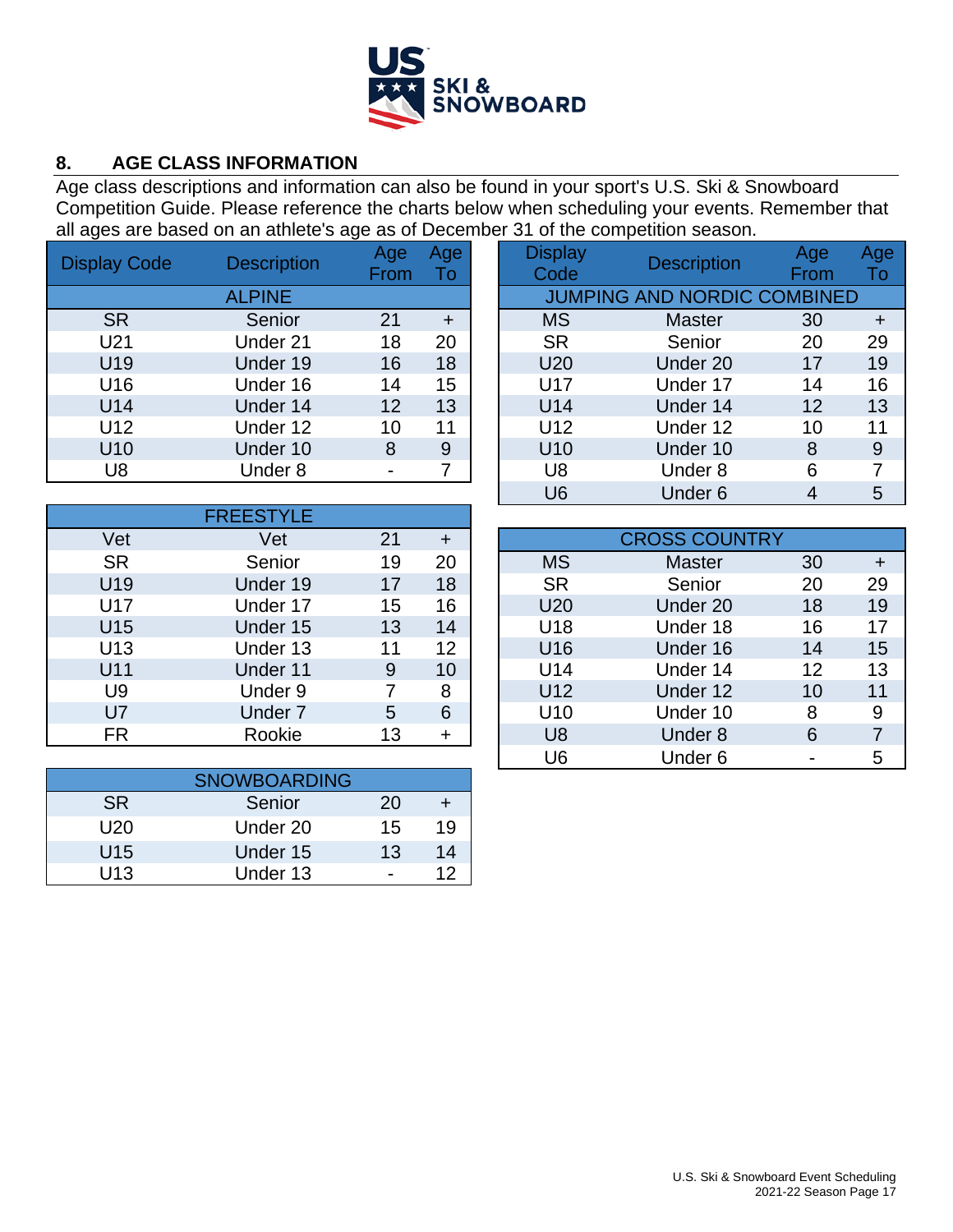## 8. AGE CLASS INFORMATION

Age class descriptions and information can also be found in your sport's U.S. Ski & Snowboard Competition Guide. Please reference the charts below when scheduling your events. Remember that all ages are based on an athlete's age as of December 31 of the competition season.

| Display Code | Description | Age From | Age To |
|---|---|---|---|
| ALPINE | | | |
| SR | Senior | 21 | + |
| U21 | Under 21 | 18 | 20 |
| U19 | Under 19 | 16 | 18 |
| U16 | Under 16 | 14 | 15 |
| U14 | Under 14 | 12 | 13 |
| U12 | Under 12 | 10 | 11 |
| U10 | Under 10 | 8 | 9 |
| U8 | Under 8 | - | 7 |

| Display Code | Description | Age From | Age To |
|---|---|---|---|
| FREESTYLE | | | |
| Vet | Vet | 21 | + |
| SR | Senior | 19 | 20 |
| U19 | Under 19 | 17 | 18 |
| U17 | Under 17 | 15 | 16 |
| U15 | Under 15 | 13 | 14 |
| U13 | Under 13 | 11 | 12 |
| U11 | Under 11 | 9 | 10 |
| U9 | Under 9 | 7 | 8 |
| U7 | Under 7 | 5 | 6 |
| FR | Rookie | 13 | + |

| Display Code | Description | Age From | Age To |
|---|---|---|---|
| SNOWBOARDING | | | |
| SR | Senior | 20 | + |
| U20 | Under 20 | 15 | 19 |
| U15 | Under 15 | 13 | 14 |
| U13 | Under 13 | - | 12 |

| Display Code | Description | Age From | Age To |
|---|---|---|---|
| JUMPING AND NORDIC COMBINED | | | |
| MS | Master | 30 | + |
| SR | Senior | 20 | 29 |
| U20 | Under 20 | 17 | 19 |
| U17 | Under 17 | 14 | 16 |
| U14 | Under 14 | 12 | 13 |
| U12 | Under 12 | 10 | 11 |
| U10 | Under 10 | 8 | 9 |
| U8 | Under 8 | 6 | 7 |
| U6 | Under 6 | 4 | 5 |

| Display Code | Description | Age From | Age To |
|---|---|---|---|
| CROSS COUNTRY | | | |
| MS | Master | 30 | + |
| SR | Senior | 20 | 29 |
| U20 | Under 20 | 18 | 19 |
| U18 | Under 18 | 16 | 17 |
| U16 | Under 16 | 14 | 15 |
| U14 | Under 14 | 12 | 13 |
| U12 | Under 12 | 10 | 11 |
| U10 | Under 10 | 8 | 9 |
| U8 | Under 8 | 6 | 7 |
| U6 | Under 6 | - | 5 |